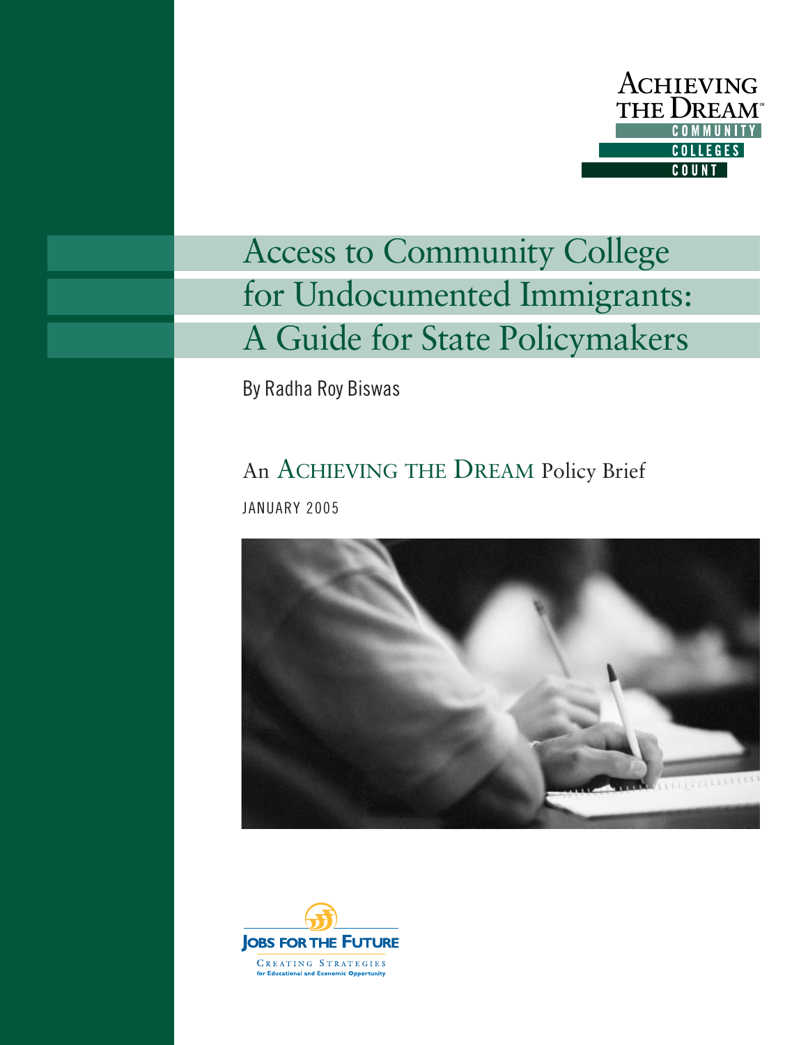ACHIEVING THE DREAM
COMMUNITY COLLEGES COUNT

# Access to Community College for Undocumented Immigrants: A Guide for State Policymakers

By Radha Roy Biswas

## An ACHIEVING THE DREAM Policy Brief

JANUARY 2005

JOBS FOR THE FUTURE

CREATING STRATEGIES for Educational and Economic Opportunity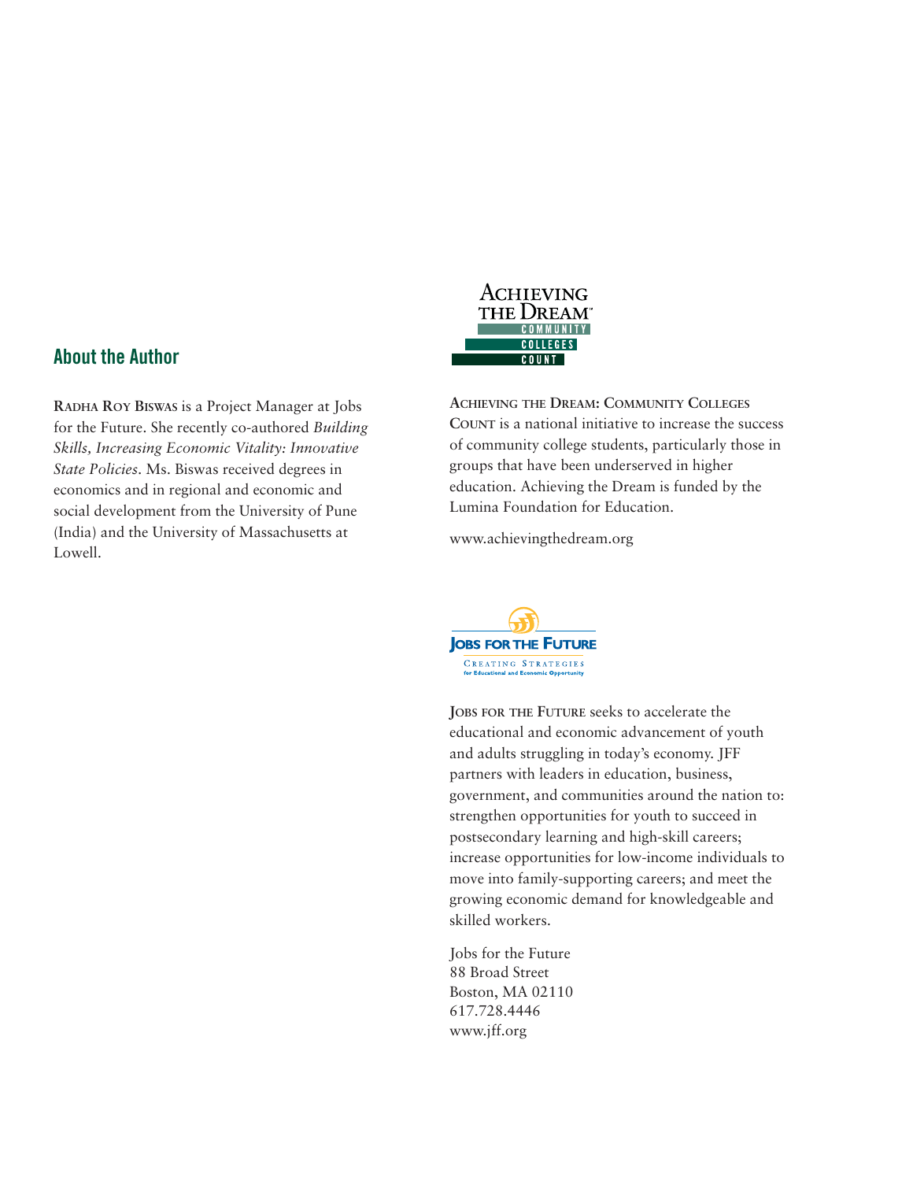## About the Author

**Radha Roy Biswas** is a Project Manager at Jobs for the Future. She recently co-authored *Building Skills, Increasing Economic Vitality: Innovative State Policies*. Ms. Biswas received degrees in economics and in regional and economic and social development from the University of Pune (India) and the University of Massachusetts at Lowell.

**Achieving the Dream: Community Colleges Count** is a national initiative to increase the success of community college students, particularly those in groups that have been underserved in higher education. Achieving the Dream is funded by the Lumina Foundation for Education.

www.achievingthedream.org

**Jobs for the Future** seeks to accelerate the educational and economic advancement of youth and adults struggling in today's economy. JFF partners with leaders in education, business, government, and communities around the nation to: strengthen opportunities for youth to succeed in postsecondary learning and high-skill careers; increase opportunities for low-income individuals to move into family-supporting careers; and meet the growing economic demand for knowledgeable and skilled workers.

Jobs for the Future  
88 Broad Street  
Boston, MA 02110  
617.728.4446  
www.jff.org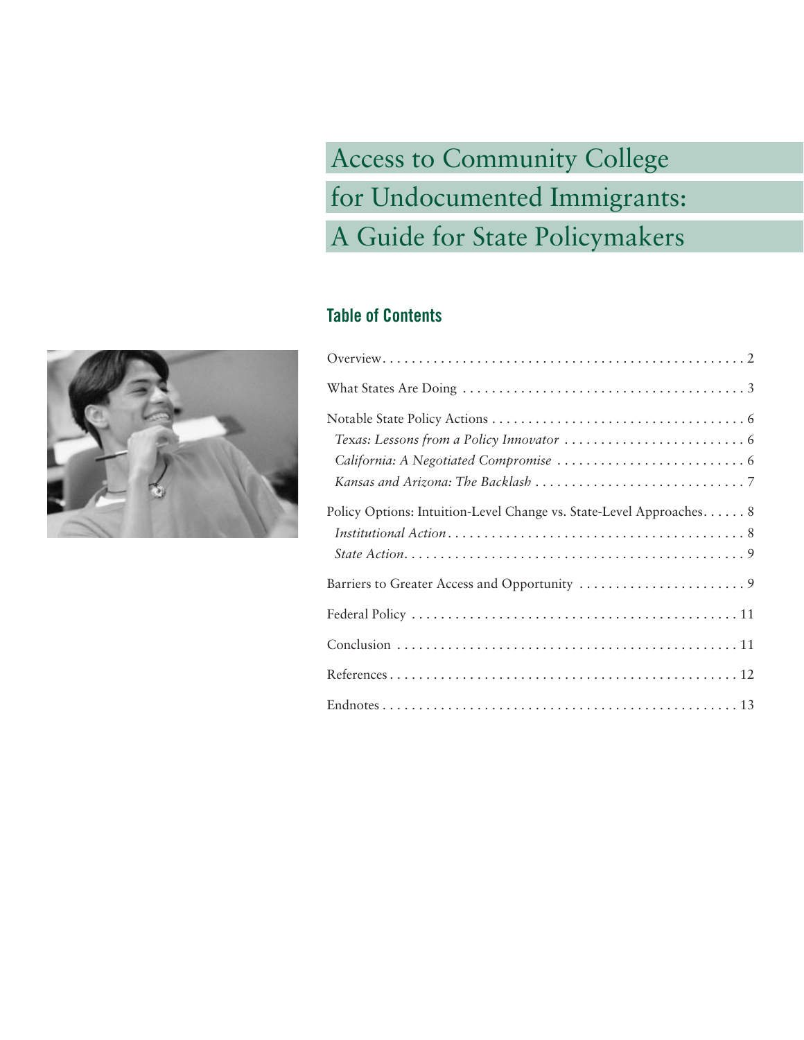# Access to Community College for Undocumented Immigrants: A Guide for State Policymakers

## Table of Contents

Overview . . . . . . . . . . . . . . . . . . . . . . . . . . . . . . . . . . . . . . . . . . . . . . . . . 2

What States Are Doing . . . . . . . . . . . . . . . . . . . . . . . . . . . . . . . . . . . . . . 3

Notable State Policy Actions . . . . . . . . . . . . . . . . . . . . . . . . . . . . . . . . . . 6

*Texas: Lessons from a Policy Innovator* . . . . . . . . . . . . . . . . . . . . . . . . . 6

*California: A Negotiated Compromise* . . . . . . . . . . . . . . . . . . . . . . . . . . 6

*Kansas and Arizona: The Backlash* . . . . . . . . . . . . . . . . . . . . . . . . . . . . 7

Policy Options: Intuition-Level Change vs. State-Level Approaches. . . . . . 8

*Institutional Action* . . . . . . . . . . . . . . . . . . . . . . . . . . . . . . . . . . . . . . . . 8

*State Action* . . . . . . . . . . . . . . . . . . . . . . . . . . . . . . . . . . . . . . . . . . . . . 9

Barriers to Greater Access and Opportunity . . . . . . . . . . . . . . . . . . . . . . . 9

Federal Policy . . . . . . . . . . . . . . . . . . . . . . . . . . . . . . . . . . . . . . . . . . . . . 11

Conclusion . . . . . . . . . . . . . . . . . . . . . . . . . . . . . . . . . . . . . . . . . . . . . . 11

References . . . . . . . . . . . . . . . . . . . . . . . . . . . . . . . . . . . . . . . . . . . . . . 12

Endnotes . . . . . . . . . . . . . . . . . . . . . . . . . . . . . . . . . . . . . . . . . . . . . . . 13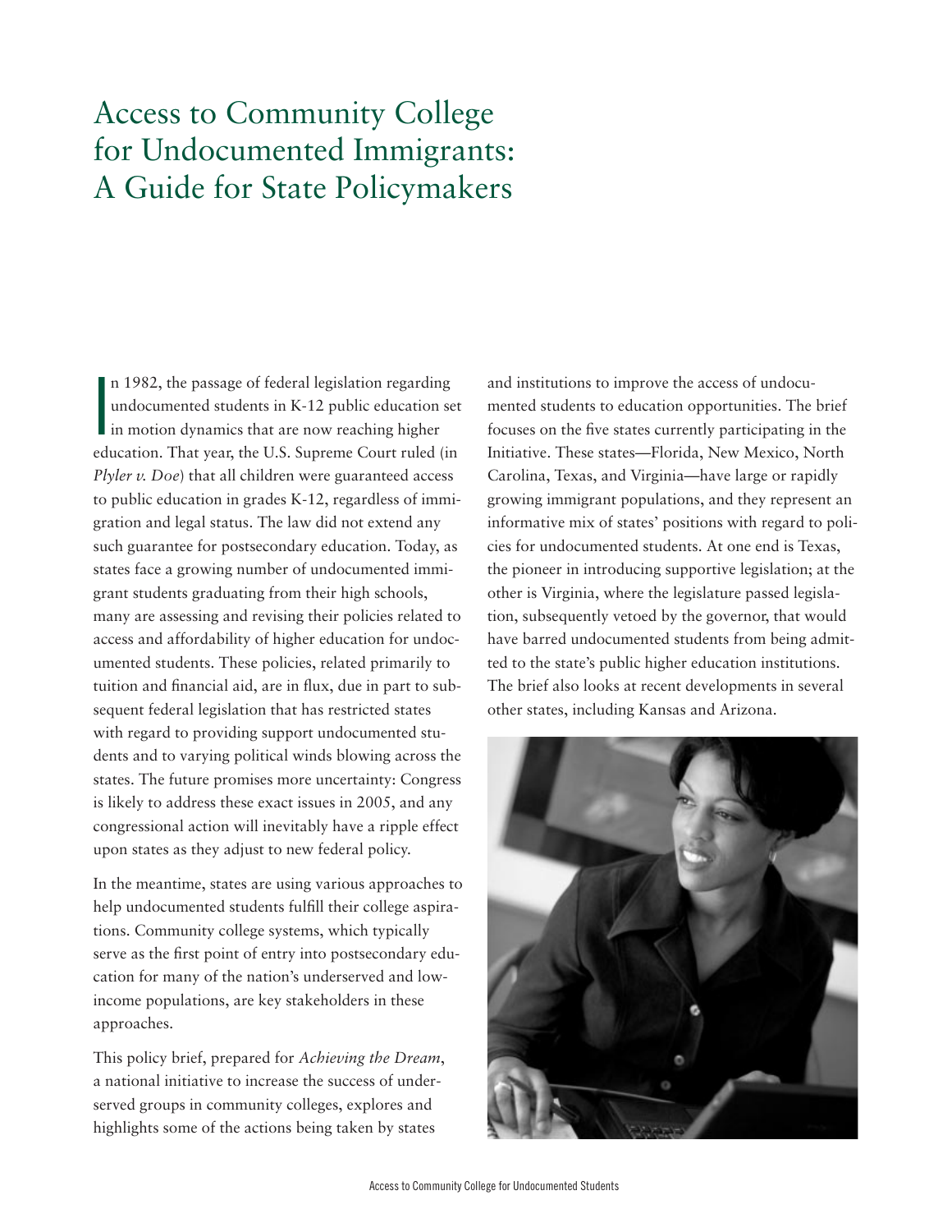# Access to Community College for Undocumented Immigrants: A Guide for State Policymakers

In 1982, the passage of federal legislation regarding undocumented students in K-12 public education set in motion dynamics that are now reaching higher education. That year, the U.S. Supreme Court ruled (in *Plyler v. Doe*) that all children were guaranteed access to public education in grades K-12, regardless of immigration and legal status. The law did not extend any such guarantee for postsecondary education. Today, as states face a growing number of undocumented immigrant students graduating from their high schools, many are assessing and revising their policies related to access and affordability of higher education for undocumented students. These policies, related primarily to tuition and financial aid, are in flux, due in part to subsequent federal legislation that has restricted states with regard to providing support undocumented students and to varying political winds blowing across the states. The future promises more uncertainty: Congress is likely to address these exact issues in 2005, and any congressional action will inevitably have a ripple effect upon states as they adjust to new federal policy.

In the meantime, states are using various approaches to help undocumented students fulfill their college aspirations. Community college systems, which typically serve as the first point of entry into postsecondary education for many of the nation's underserved and low-income populations, are key stakeholders in these approaches.

This policy brief, prepared for *Achieving the Dream*, a national initiative to increase the success of underserved groups in community colleges, explores and highlights some of the actions being taken by states and institutions to improve the access of undocumented students to education opportunities. The brief focuses on the five states currently participating in the Initiative. These states—Florida, New Mexico, North Carolina, Texas, and Virginia—have large or rapidly growing immigrant populations, and they represent an informative mix of states' positions with regard to policies for undocumented students. At one end is Texas, the pioneer in introducing supportive legislation; at the other is Virginia, where the legislature passed legislation, subsequently vetoed by the governor, that would have barred undocumented students from being admitted to the state's public higher education institutions. The brief also looks at recent developments in several other states, including Kansas and Arizona.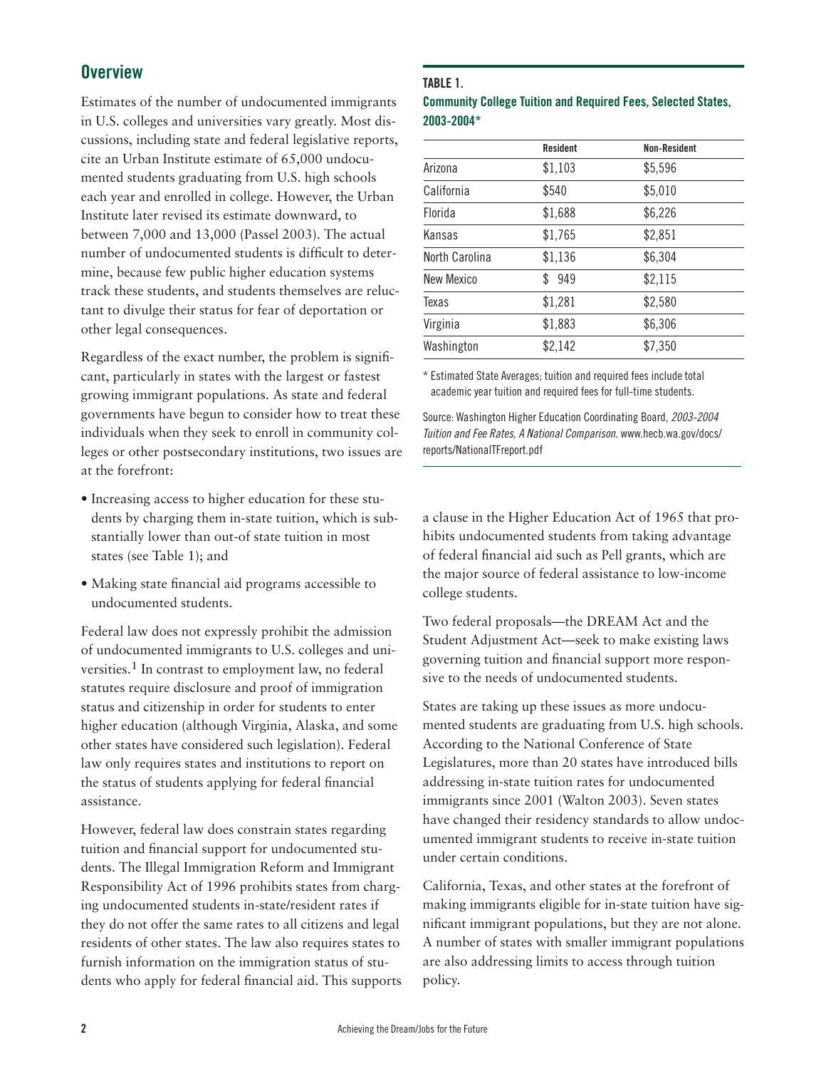## Overview

Estimates of the number of undocumented immigrants in U.S. colleges and universities vary greatly. Most discussions, including state and federal legislative reports, cite an Urban Institute estimate of 65,000 undocumented students graduating from U.S. high schools each year and enrolled in college. However, the Urban Institute later revised its estimate downward, to between 7,000 and 13,000 (Passel 2003). The actual number of undocumented students is difficult to determine, because few public higher education systems track these students, and students themselves are reluctant to divulge their status for fear of deportation or other legal consequences.

Regardless of the exact number, the problem is significant, particularly in states with the largest or fastest growing immigrant populations. As state and federal governments have begun to consider how to treat these individuals when they seek to enroll in community colleges or other postsecondary institutions, two issues are at the forefront:

- Increasing access to higher education for these students by charging them in-state tuition, which is substantially lower than out-of state tuition in most states (see Table 1); and
- Making state financial aid programs accessible to undocumented students.

Federal law does not expressly prohibit the admission of undocumented immigrants to U.S. colleges and universities.[1] In contrast to employment law, no federal statutes require disclosure and proof of immigration status and citizenship in order for students to enter higher education (although Virginia, Alaska, and some other states have considered such legislation). Federal law only requires states and institutions to report on the status of students applying for federal financial assistance.

However, federal law does constrain states regarding tuition and financial support for undocumented students. The Illegal Immigration Reform and Immigrant Responsibility Act of 1996 prohibits states from charging undocumented students in-state/resident rates if they do not offer the same rates to all citizens and legal residents of other states. The law also requires states to furnish information on the immigration status of students who apply for federal financial aid. This supports a clause in the Higher Education Act of 1965 that prohibits undocumented students from taking advantage of federal financial aid such as Pell grants, which are the major source of federal assistance to low-income college students.

**TABLE 1.**
**Community College Tuition and Required Fees, Selected States, 2003-2004***

| | Resident | Non-Resident |
|---|---|---|
| Arizona | $1,103 | $5,596 |
| California | $540 | $5,010 |
| Florida | $1,688 | $6,226 |
| Kansas | $1,765 | $2,851 |
| North Carolina | $1,136 | $6,304 |
| New Mexico | $ 949 | $2,115 |
| Texas | $1,281 | $2,580 |
| Virginia | $1,883 | $6,306 |
| Washington | $2,142 | $7,350 |

* Estimated State Averages; tuition and required fees include total academic year tuition and required fees for full-time students.

Source: Washington Higher Education Coordinating Board, *2003-2004 Tuition and Fee Rates, A National Comparison.* www.hecb.wa.gov/docs/reports/NationalTFreport.pdf

Two federal proposals—the DREAM Act and the Student Adjustment Act—seek to make existing laws governing tuition and financial support more responsive to the needs of undocumented students.

States are taking up these issues as more undocumented students are graduating from U.S. high schools. According to the National Conference of State Legislatures, more than 20 states have introduced bills addressing in-state tuition rates for undocumented immigrants since 2001 (Walton 2003). Seven states have changed their residency standards to allow undocumented immigrant students to receive in-state tuition under certain conditions.

California, Texas, and other states at the forefront of making immigrants eligible for in-state tuition have significant immigrant populations, but they are not alone. A number of states with smaller immigrant populations are also addressing limits to access through tuition policy.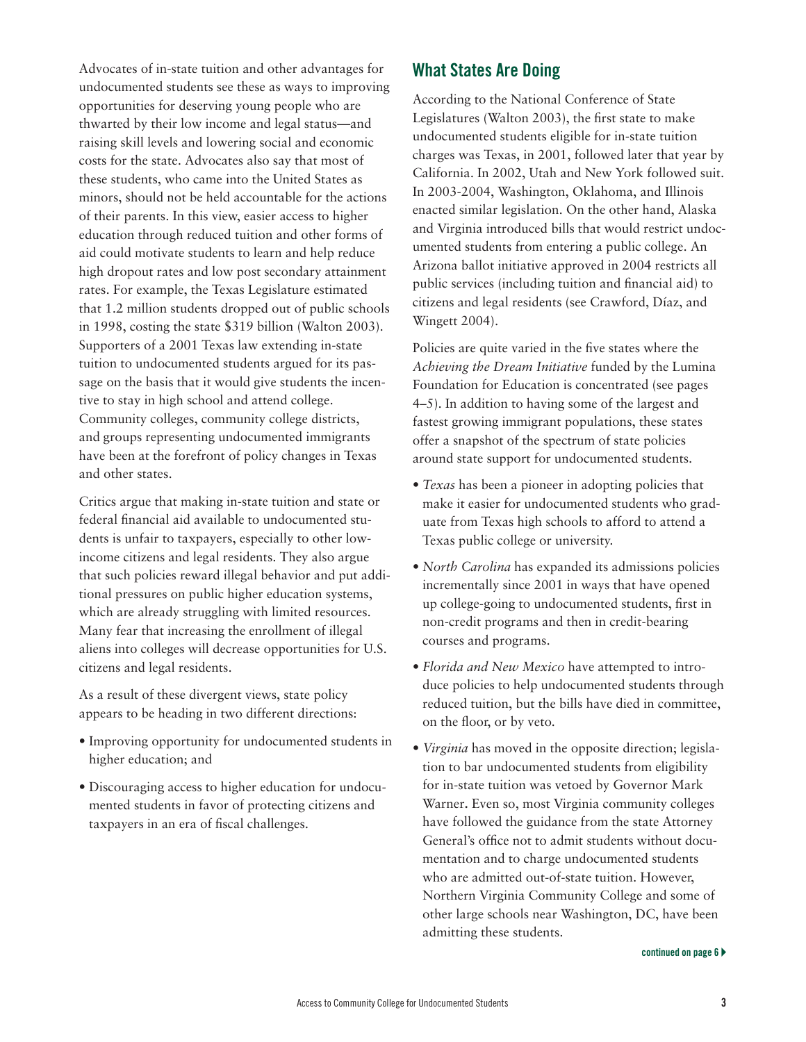Advocates of in-state tuition and other advantages for undocumented students see these as ways to improving opportunities for deserving young people who are thwarted by their low income and legal status—and raising skill levels and lowering social and economic costs for the state. Advocates also say that most of these students, who came into the United States as minors, should not be held accountable for the actions of their parents. In this view, easier access to higher education through reduced tuition and other forms of aid could motivate students to learn and help reduce high dropout rates and low post secondary attainment rates. For example, the Texas Legislature estimated that 1.2 million students dropped out of public schools in 1998, costing the state $319 billion (Walton 2003). Supporters of a 2001 Texas law extending in-state tuition to undocumented students argued for its passage on the basis that it would give students the incentive to stay in high school and attend college. Community colleges, community college districts, and groups representing undocumented immigrants have been at the forefront of policy changes in Texas and other states.

Critics argue that making in-state tuition and state or federal financial aid available to undocumented students is unfair to taxpayers, especially to other low-income citizens and legal residents. They also argue that such policies reward illegal behavior and put additional pressures on public higher education systems, which are already struggling with limited resources. Many fear that increasing the enrollment of illegal aliens into colleges will decrease opportunities for U.S. citizens and legal residents.

As a result of these divergent views, state policy appears to be heading in two different directions:

- Improving opportunity for undocumented students in higher education; and
- Discouraging access to higher education for undocumented students in favor of protecting citizens and taxpayers in an era of fiscal challenges.

## What States Are Doing

According to the National Conference of State Legislatures (Walton 2003), the first state to make undocumented students eligible for in-state tuition charges was Texas, in 2001, followed later that year by California. In 2002, Utah and New York followed suit. In 2003-2004, Washington, Oklahoma, and Illinois enacted similar legislation. On the other hand, Alaska and Virginia introduced bills that would restrict undocumented students from entering a public college. An Arizona ballot initiative approved in 2004 restricts all public services (including tuition and financial aid) to citizens and legal residents (see Crawford, Díaz, and Wingett 2004).

Policies are quite varied in the five states where the *Achieving the Dream Initiative* funded by the Lumina Foundation for Education is concentrated (see pages 4–5). In addition to having some of the largest and fastest growing immigrant populations, these states offer a snapshot of the spectrum of state policies around state support for undocumented students.

- *Texas* has been a pioneer in adopting policies that make it easier for undocumented students who graduate from Texas high schools to afford to attend a Texas public college or university.
- *North Carolina* has expanded its admissions policies incrementally since 2001 in ways that have opened up college-going to undocumented students, first in non-credit programs and then in credit-bearing courses and programs.
- *Florida and New Mexico* have attempted to introduce policies to help undocumented students through reduced tuition, but the bills have died in committee, on the floor, or by veto.
- *Virginia* has moved in the opposite direction; legislation to bar undocumented students from eligibility for in-state tuition was vetoed by Governor Mark Warner. Even so, most Virginia community colleges have followed the guidance from the state Attorney General's office not to admit students without documentation and to charge undocumented students who are admitted out-of-state tuition. However, Northern Virginia Community College and some of other large schools near Washington, DC, have been admitting these students.

**continued on page 6 ▶**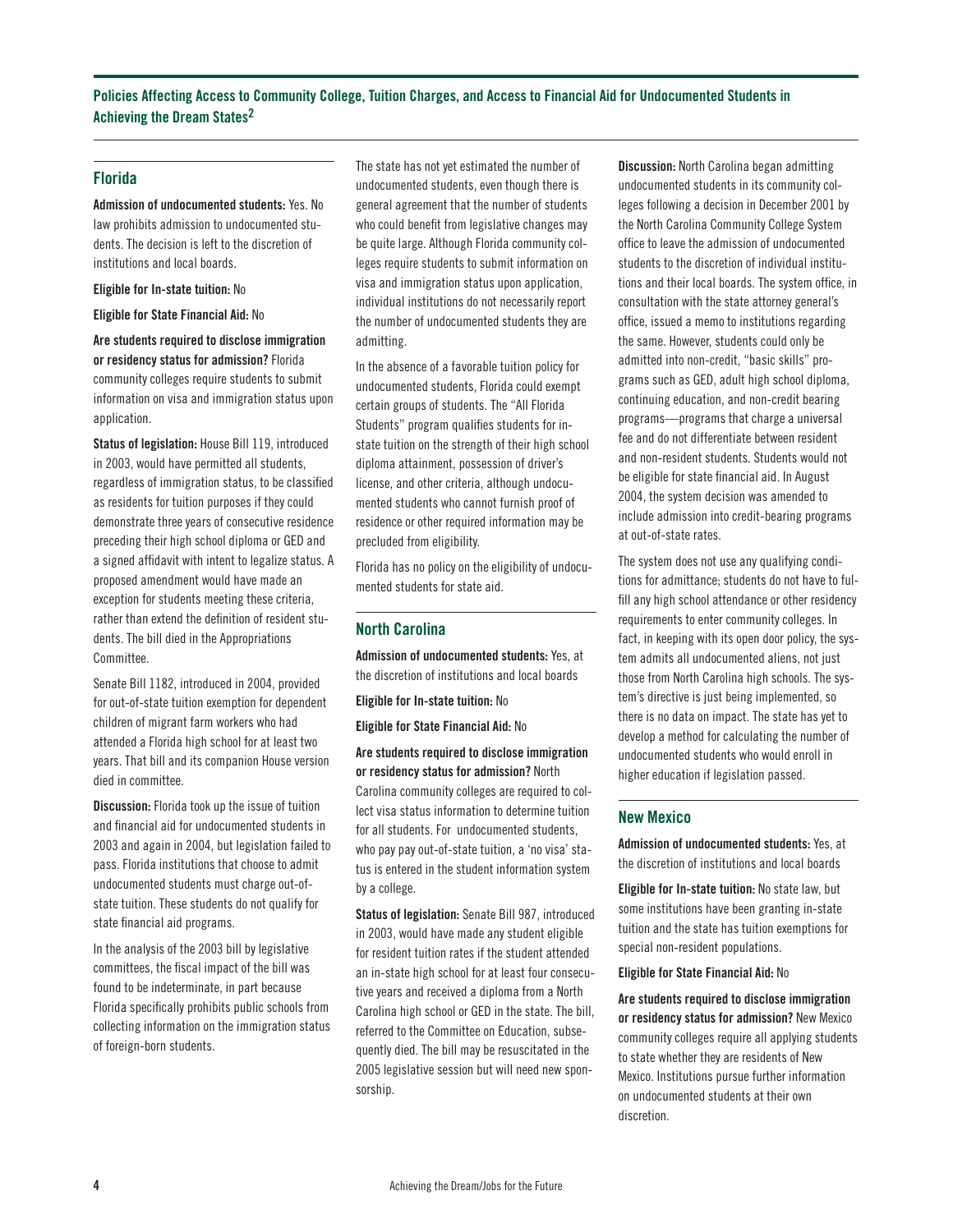## Policies Affecting Access to Community College, Tuition Charges, and Access to Financial Aid for Undocumented Students in Achieving the Dream States[2]

### Florida

**Admission of undocumented students:** Yes. No law prohibits admission to undocumented students. The decision is left to the discretion of institutions and local boards.

**Eligible for In-state tuition:** No

**Eligible for State Financial Aid:** No

**Are students required to disclose immigration or residency status for admission?** Florida community colleges require students to submit information on visa and immigration status upon application.

**Status of legislation:** House Bill 119, introduced in 2003, would have permitted all students, regardless of immigration status, to be classified as residents for tuition purposes if they could demonstrate three years of consecutive residence preceding their high school diploma or GED and a signed affidavit with intent to legalize status. A proposed amendment would have made an exception for students meeting these criteria, rather than extend the definition of resident students. The bill died in the Appropriations Committee.

Senate Bill 1182, introduced in 2004, provided for out-of-state tuition exemption for dependent children of migrant farm workers who had attended a Florida high school for at least two years. That bill and its companion House version died in committee.

**Discussion:** Florida took up the issue of tuition and financial aid for undocumented students in 2003 and again in 2004, but legislation failed to pass. Florida institutions that choose to admit undocumented students must charge out-of-state tuition. These students do not qualify for state financial aid programs.

In the analysis of the 2003 bill by legislative committees, the fiscal impact of the bill was found to be indeterminate, in part because Florida specifically prohibits public schools from collecting information on the immigration status of foreign-born students.

The state has not yet estimated the number of undocumented students, even though there is general agreement that the number of students who could benefit from legislative changes may be quite large. Although Florida community colleges require students to submit information on visa and immigration status upon application, individual institutions do not necessarily report the number of undocumented students they are admitting.

In the absence of a favorable tuition policy for undocumented students, Florida could exempt certain groups of students. The "All Florida Students" program qualifies students for in-state tuition on the strength of their high school diploma attainment, possession of driver's license, and other criteria, although undocumented students who cannot furnish proof of residence or other required information may be precluded from eligibility.

Florida has no policy on the eligibility of undocumented students for state aid.

### North Carolina

**Admission of undocumented students:** Yes, at the discretion of institutions and local boards

**Eligible for In-state tuition:** No

**Eligible for State Financial Aid:** No

**Are students required to disclose immigration or residency status for admission?** North Carolina community colleges are required to collect visa status information to determine tuition for all students. For undocumented students, who pay pay out-of-state tuition, a 'no visa' status is entered in the student information system by a college.

**Status of legislation:** Senate Bill 987, introduced in 2003, would have made any student eligible for resident tuition rates if the student attended an in-state high school for at least four consecutive years and received a diploma from a North Carolina high school or GED in the state. The bill, referred to the Committee on Education, subsequently died. The bill may be resuscitated in the 2005 legislative session but will need new sponsorship.

**Discussion:** North Carolina began admitting undocumented students in its community colleges following a decision in December 2001 by the North Carolina Community College System office to leave the admission of undocumented students to the discretion of individual institutions and their local boards. The system office, in consultation with the state attorney general's office, issued a memo to institutions regarding the same. However, students could only be admitted into non-credit, "basic skills" programs such as GED, adult high school diploma, continuing education, and non-credit bearing programs—programs that charge a universal fee and do not differentiate between resident and non-resident students. Students would not be eligible for state financial aid. In August 2004, the system decision was amended to include admission into credit-bearing programs at out-of-state rates.

The system does not use any qualifying conditions for admittance; students do not have to fulfill any high school attendance or other residency requirements to enter community colleges. In fact, in keeping with its open door policy, the system admits all undocumented aliens, not just those from North Carolina high schools. The system's directive is just being implemented, so there is no data on impact. The state has yet to develop a method for calculating the number of undocumented students who would enroll in higher education if legislation passed.

### New Mexico

**Admission of undocumented students:** Yes, at the discretion of institutions and local boards

**Eligible for In-state tuition:** No state law, but some institutions have been granting in-state tuition and the state has tuition exemptions for special non-resident populations.

**Eligible for State Financial Aid:** No

**Are students required to disclose immigration or residency status for admission?** New Mexico community colleges require all applying students to state whether they are residents of New Mexico. Institutions pursue further information on undocumented students at their own discretion.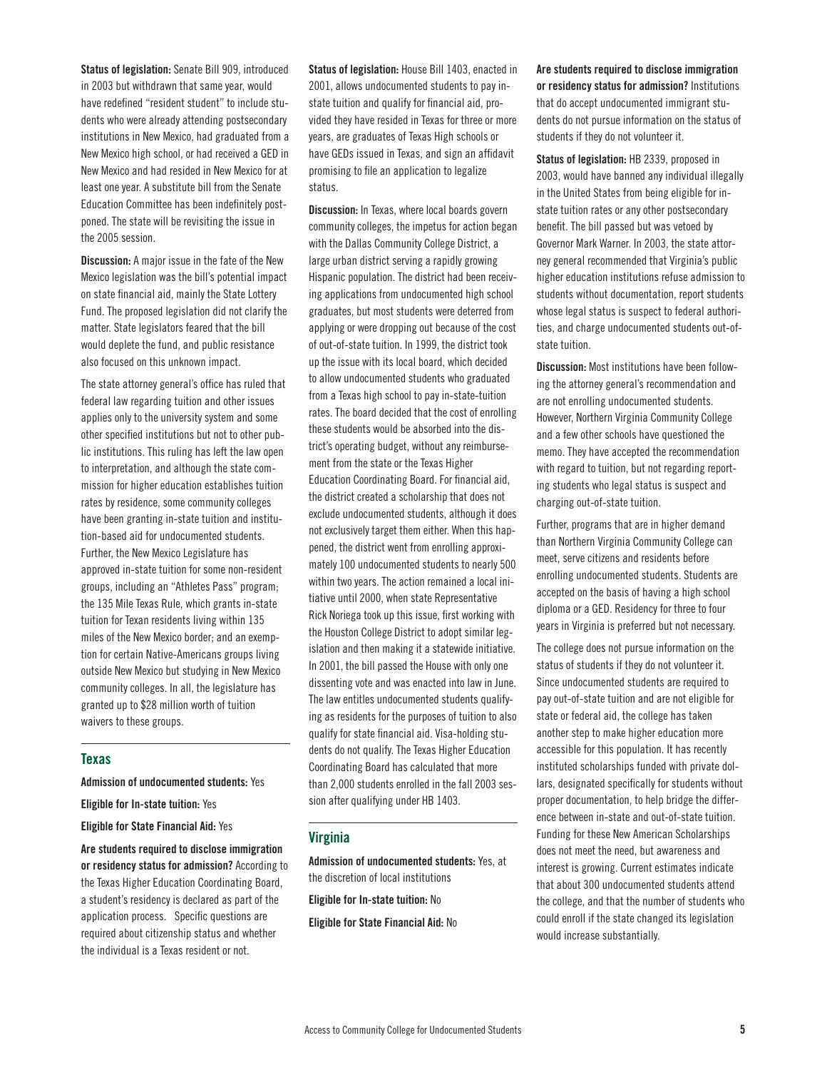**Status of legislation:** Senate Bill 909, introduced in 2003 but withdrawn that same year, would have redefined "resident student" to include students who were already attending postsecondary institutions in New Mexico, had graduated from a New Mexico high school, or had received a GED in New Mexico and had resided in New Mexico for at least one year. A substitute bill from the Senate Education Committee has been indefinitely postponed. The state will be revisiting the issue in the 2005 session.

**Discussion:** A major issue in the fate of the New Mexico legislation was the bill's potential impact on state financial aid, mainly the State Lottery Fund. The proposed legislation did not clarify the matter. State legislators feared that the bill would deplete the fund, and public resistance also focused on this unknown impact.

The state attorney general's office has ruled that federal law regarding tuition and other issues applies only to the university system and some other specified institutions but not to other public institutions. This ruling has left the law open to interpretation, and although the state commission for higher education establishes tuition rates by residence, some community colleges have been granting in-state tuition and institution-based aid for undocumented students. Further, the New Mexico Legislature has approved in-state tuition for some non-resident groups, including an "Athletes Pass" program; the 135 Mile Texas Rule, which grants in-state tuition for Texan residents living within 135 miles of the New Mexico border; and an exemption for certain Native-Americans groups living outside New Mexico but studying in New Mexico community colleges. In all, the legislature has granted up to $28 million worth of tuition waivers to these groups.

## Texas

**Admission of undocumented students:** Yes

**Eligible for In-state tuition:** Yes

**Eligible for State Financial Aid:** Yes

**Are students required to disclose immigration or residency status for admission?** According to the Texas Higher Education Coordinating Board, a student's residency is declared as part of the application process. Specific questions are required about citizenship status and whether the individual is a Texas resident or not.

**Status of legislation:** House Bill 1403, enacted in 2001, allows undocumented students to pay in-state tuition and qualify for financial aid, provided they have resided in Texas for three or more years, are graduates of Texas High schools or have GEDs issued in Texas, and sign an affidavit promising to file an application to legalize status.

**Discussion:** In Texas, where local boards govern community colleges, the impetus for action began with the Dallas Community College District, a large urban district serving a rapidly growing Hispanic population. The district had been receiving applications from undocumented high school graduates, but most students were deterred from applying or were dropping out because of the cost of out-of-state tuition. In 1999, the district took up the issue with its local board, which decided to allow undocumented students who graduated from a Texas high school to pay in-state-tuition rates. The board decided that the cost of enrolling these students would be absorbed into the district's operating budget, without any reimbursement from the state or the Texas Higher Education Coordinating Board. For financial aid, the district created a scholarship that does not exclude undocumented students, although it does not exclusively target them either. When this happened, the district went from enrolling approximately 100 undocumented students to nearly 500 within two years. The action remained a local initiative until 2000, when state Representative Rick Noriega took up this issue, first working with the Houston College District to adopt similar legislation and then making it a statewide initiative. In 2001, the bill passed the House with only one dissenting vote and was enacted into law in June. The law entitles undocumented students qualifying as residents for the purposes of tuition to also qualify for state financial aid. Visa-holding students do not qualify. The Texas Higher Education Coordinating Board has calculated that more than 2,000 students enrolled in the fall 2003 session after qualifying under HB 1403.

## Virginia

**Admission of undocumented students:** Yes, at the discretion of local institutions

**Eligible for In-state tuition:** No

**Eligible for State Financial Aid:** No

**Are students required to disclose immigration or residency status for admission?** Institutions that do accept undocumented immigrant students do not pursue information on the status of students if they do not volunteer it.

**Status of legislation:** HB 2339, proposed in 2003, would have banned any individual illegally in the United States from being eligible for in-state tuition rates or any other postsecondary benefit. The bill passed but was vetoed by Governor Mark Warner. In 2003, the state attorney general recommended that Virginia's public higher education institutions refuse admission to students without documentation, report students whose legal status is suspect to federal authorities, and charge undocumented students out-of-state tuition.

**Discussion:** Most institutions have been following the attorney general's recommendation and are not enrolling undocumented students. However, Northern Virginia Community College and a few other schools have questioned the memo. They have accepted the recommendation with regard to tuition, but not regarding reporting students who legal status is suspect and charging out-of-state tuition.

Further, programs that are in higher demand than Northern Virginia Community College can meet, serve citizens and residents before enrolling undocumented students. Students are accepted on the basis of having a high school diploma or a GED. Residency for three to four years in Virginia is preferred but not necessary.

The college does not pursue information on the status of students if they do not volunteer it. Since undocumented students are required to pay out-of-state tuition and are not eligible for state or federal aid, the college has taken another step to make higher education more accessible for this population. It has recently instituted scholarships funded with private dollars, designated specifically for students without proper documentation, to help bridge the difference between in-state and out-of-state tuition. Funding for these New American Scholarships does not meet the need, but awareness and interest is growing. Current estimates indicate that about 300 undocumented students attend the college, and that the number of students who could enroll if the state changed its legislation would increase substantially.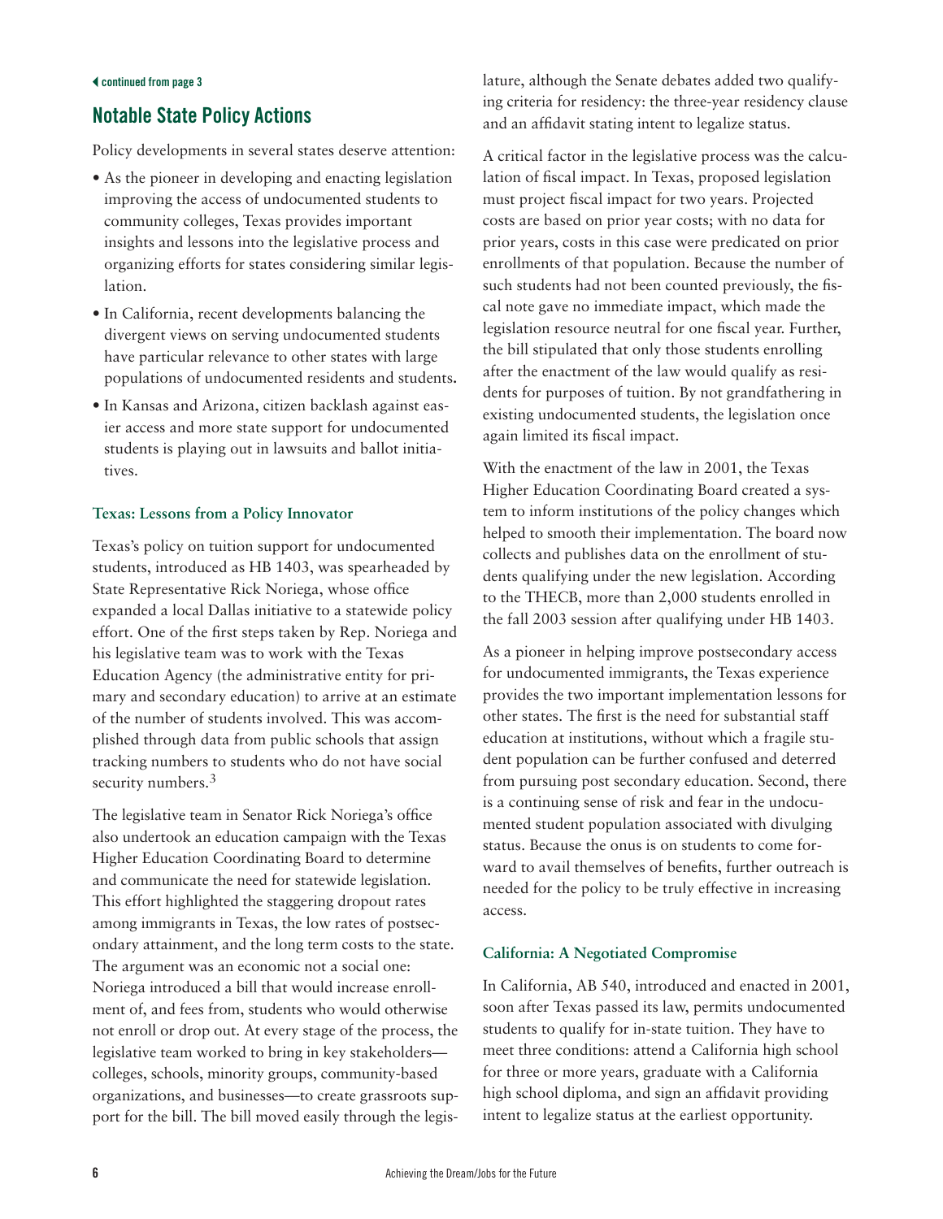◀ continued from page 3

## Notable State Policy Actions

Policy developments in several states deserve attention:

- As the pioneer in developing and enacting legislation improving the access of undocumented students to community colleges, Texas provides important insights and lessons into the legislative process and organizing efforts for states considering similar legislation.
- In California, recent developments balancing the divergent views on serving undocumented students have particular relevance to other states with large populations of undocumented residents and students.
- In Kansas and Arizona, citizen backlash against easier access and more state support for undocumented students is playing out in lawsuits and ballot initiatives.

### Texas: Lessons from a Policy Innovator

Texas's policy on tuition support for undocumented students, introduced as HB 1403, was spearheaded by State Representative Rick Noriega, whose office expanded a local Dallas initiative to a statewide policy effort. One of the first steps taken by Rep. Noriega and his legislative team was to work with the Texas Education Agency (the administrative entity for primary and secondary education) to arrive at an estimate of the number of students involved. This was accomplished through data from public schools that assign tracking numbers to students who do not have social security numbers.[3]

The legislative team in Senator Rick Noriega's office also undertook an education campaign with the Texas Higher Education Coordinating Board to determine and communicate the need for statewide legislation. This effort highlighted the staggering dropout rates among immigrants in Texas, the low rates of postsecondary attainment, and the long term costs to the state. The argument was an economic not a social one: Noriega introduced a bill that would increase enrollment of, and fees from, students who would otherwise not enroll or drop out. At every stage of the process, the legislative team worked to bring in key stakeholders—colleges, schools, minority groups, community-based organizations, and businesses—to create grassroots support for the bill. The bill moved easily through the legislature, although the Senate debates added two qualifying criteria for residency: the three-year residency clause and an affidavit stating intent to legalize status.

A critical factor in the legislative process was the calculation of fiscal impact. In Texas, proposed legislation must project fiscal impact for two years. Projected costs are based on prior year costs; with no data for prior years, costs in this case were predicated on prior enrollments of that population. Because the number of such students had not been counted previously, the fiscal note gave no immediate impact, which made the legislation resource neutral for one fiscal year. Further, the bill stipulated that only those students enrolling after the enactment of the law would qualify as residents for purposes of tuition. By not grandfathering in existing undocumented students, the legislation once again limited its fiscal impact.

With the enactment of the law in 2001, the Texas Higher Education Coordinating Board created a system to inform institutions of the policy changes which helped to smooth their implementation. The board now collects and publishes data on the enrollment of students qualifying under the new legislation. According to the THECB, more than 2,000 students enrolled in the fall 2003 session after qualifying under HB 1403.

As a pioneer in helping improve postsecondary access for undocumented immigrants, the Texas experience provides the two important implementation lessons for other states. The first is the need for substantial staff education at institutions, without which a fragile student population can be further confused and deterred from pursuing post secondary education. Second, there is a continuing sense of risk and fear in the undocumented student population associated with divulging status. Because the onus is on students to come forward to avail themselves of benefits, further outreach is needed for the policy to be truly effective in increasing access.

### California: A Negotiated Compromise

In California, AB 540, introduced and enacted in 2001, soon after Texas passed its law, permits undocumented students to qualify for in-state tuition. They have to meet three conditions: attend a California high school for three or more years, graduate with a California high school diploma, and sign an affidavit providing intent to legalize status at the earliest opportunity.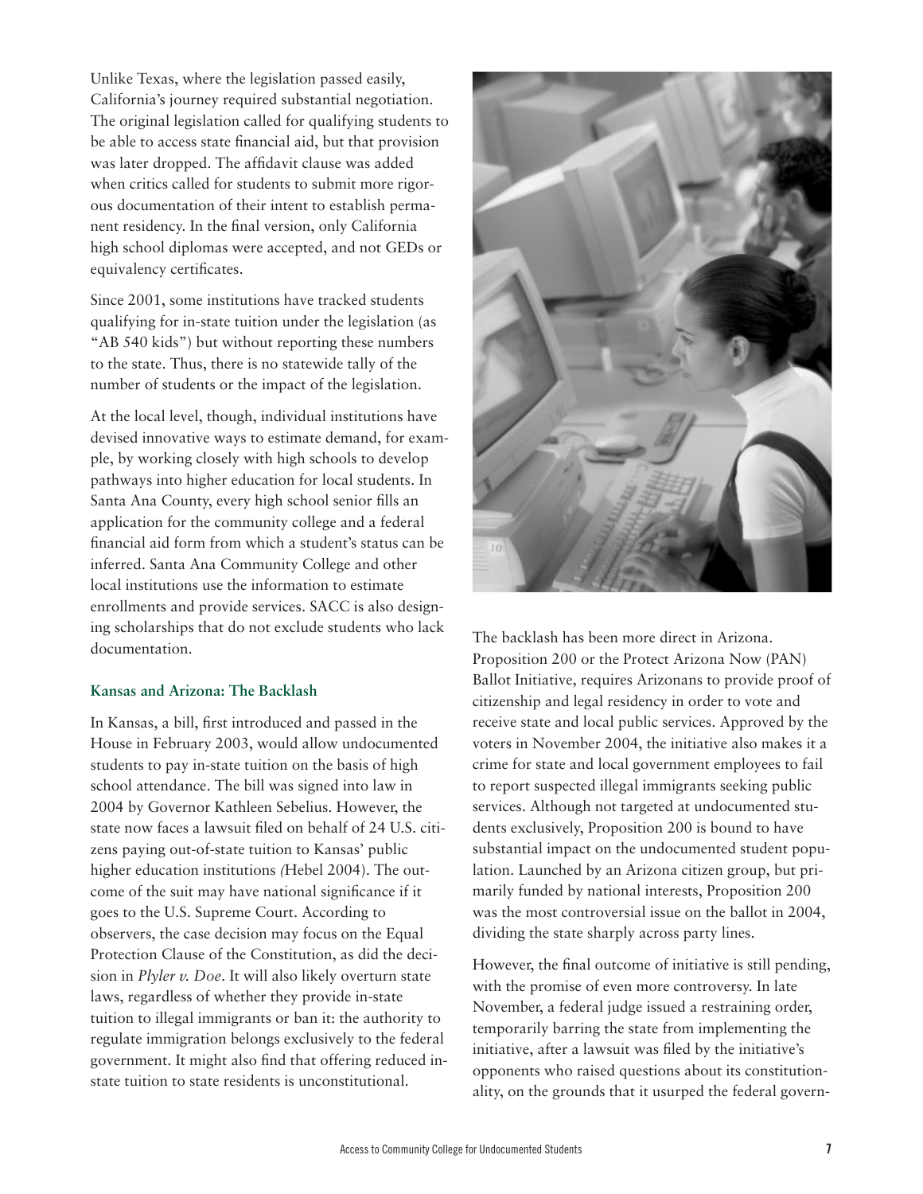Unlike Texas, where the legislation passed easily, California's journey required substantial negotiation. The original legislation called for qualifying students to be able to access state financial aid, but that provision was later dropped. The affidavit clause was added when critics called for students to submit more rigorous documentation of their intent to establish permanent residency. In the final version, only California high school diplomas were accepted, and not GEDs or equivalency certificates.

Since 2001, some institutions have tracked students qualifying for in-state tuition under the legislation (as "AB 540 kids") but without reporting these numbers to the state. Thus, there is no statewide tally of the number of students or the impact of the legislation.

At the local level, though, individual institutions have devised innovative ways to estimate demand, for example, by working closely with high schools to develop pathways into higher education for local students. In Santa Ana County, every high school senior fills an application for the community college and a federal financial aid form from which a student's status can be inferred. Santa Ana Community College and other local institutions use the information to estimate enrollments and provide services. SACC is also designing scholarships that do not exclude students who lack documentation.

### Kansas and Arizona: The Backlash

In Kansas, a bill, first introduced and passed in the House in February 2003, would allow undocumented students to pay in-state tuition on the basis of high school attendance. The bill was signed into law in 2004 by Governor Kathleen Sebelius. However, the state now faces a lawsuit filed on behalf of 24 U.S. citizens paying out-of-state tuition to Kansas' public higher education institutions (Hebel 2004). The outcome of the suit may have national significance if it goes to the U.S. Supreme Court. According to observers, the case decision may focus on the Equal Protection Clause of the Constitution, as did the decision in *Plyler v. Doe*. It will also likely overturn state laws, regardless of whether they provide in-state tuition to illegal immigrants or ban it: the authority to regulate immigration belongs exclusively to the federal government. It might also find that offering reduced in-state tuition to state residents is unconstitutional.

The backlash has been more direct in Arizona. Proposition 200 or the Protect Arizona Now (PAN) Ballot Initiative, requires Arizonans to provide proof of citizenship and legal residency in order to vote and receive state and local public services. Approved by the voters in November 2004, the initiative also makes it a crime for state and local government employees to fail to report suspected illegal immigrants seeking public services. Although not targeted at undocumented students exclusively, Proposition 200 is bound to have substantial impact on the undocumented student population. Launched by an Arizona citizen group, but primarily funded by national interests, Proposition 200 was the most controversial issue on the ballot in 2004, dividing the state sharply across party lines.

However, the final outcome of initiative is still pending, with the promise of even more controversy. In late November, a federal judge issued a restraining order, temporarily barring the state from implementing the initiative, after a lawsuit was filed by the initiative's opponents who raised questions about its constitutionality, on the grounds that it usurped the federal govern-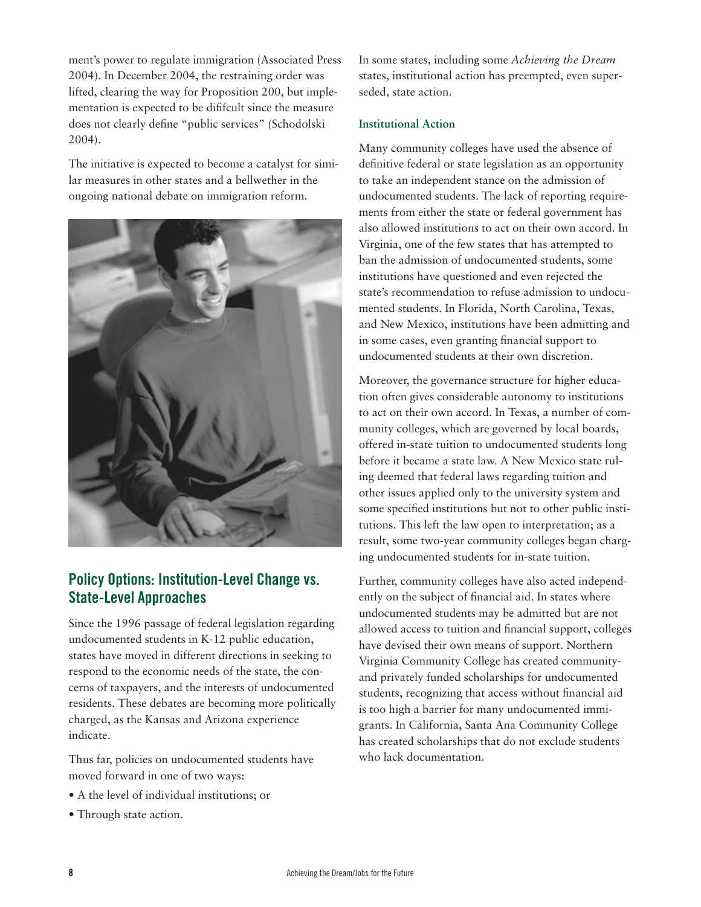ment's power to regulate immigration (Associated Press 2004). In December 2004, the restraining order was lifted, clearing the way for Proposition 200, but implementation is expected to be difificult since the measure does not clearly define "public services" (Schodolski 2004).

The initiative is expected to become a catalyst for similar measures in other states and a bellwether in the ongoing national debate on immigration reform.

## Policy Options: Institution-Level Change vs. State-Level Approaches

Since the 1996 passage of federal legislation regarding undocumented students in K-12 public education, states have moved in different directions in seeking to respond to the economic needs of the state, the concerns of taxpayers, and the interests of undocumented residents. These debates are becoming more politically charged, as the Kansas and Arizona experience indicate.

Thus far, policies on undocumented students have moved forward in one of two ways:

- A the level of individual institutions; or
- Through state action.

In some states, including some *Achieving the Dream* states, institutional action has preempted, even superseded, state action.

### Institutional Action

Many community colleges have used the absence of definitive federal or state legislation as an opportunity to take an independent stance on the admission of undocumented students. The lack of reporting requirements from either the state or federal government has also allowed institutions to act on their own accord. In Virginia, one of the few states that has attempted to ban the admission of undocumented students, some institutions have questioned and even rejected the state's recommendation to refuse admission to undocumented students. In Florida, North Carolina, Texas, and New Mexico, institutions have been admitting and in some cases, even granting financial support to undocumented students at their own discretion.

Moreover, the governance structure for higher education often gives considerable autonomy to institutions to act on their own accord. In Texas, a number of community colleges, which are governed by local boards, offered in-state tuition to undocumented students long before it became a state law. A New Mexico state ruling deemed that federal laws regarding tuition and other issues applied only to the university system and some specified institutions but not to other public institutions. This left the law open to interpretation; as a result, some two-year community colleges began charging undocumented students for in-state tuition.

Further, community colleges have also acted independently on the subject of financial aid. In states where undocumented students may be admitted but are not allowed access to tuition and financial support, colleges have devised their own means of support. Northern Virginia Community College has created community- and privately funded scholarships for undocumented students, recognizing that access without financial aid is too high a barrier for many undocumented immigrants. In California, Santa Ana Community College has created scholarships that do not exclude students who lack documentation.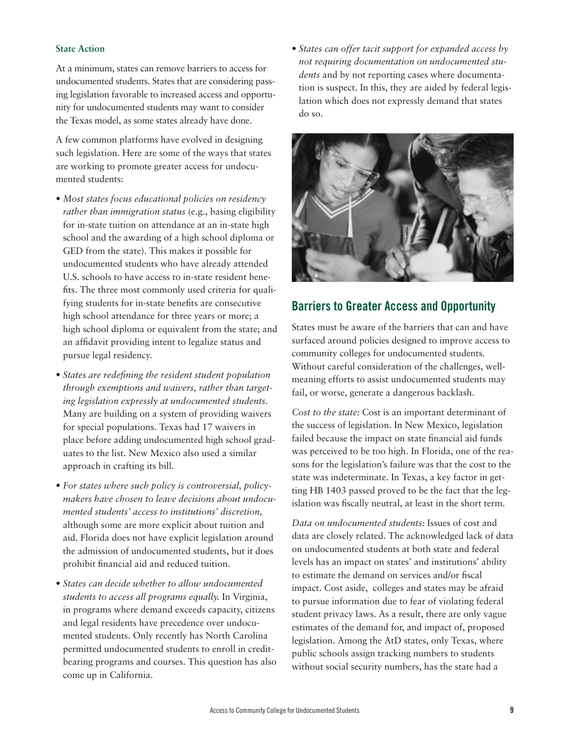**State Action**

At a minimum, states can remove barriers to access for undocumented students. States that are considering passing legislation favorable to increased access and opportunity for undocumented students may want to consider the Texas model, as some states already have done.

A few common platforms have evolved in designing such legislation. Here are some of the ways that states are working to promote greater access for undocumented students:

- *Most states focus educational policies on residency rather than immigration status* (e.g., basing eligibility for in-state tuition on attendance at an in-state high school and the awarding of a high school diploma or GED from the state). This makes it possible for undocumented students who have already attended U.S. schools to have access to in-state resident benefits. The three most commonly used criteria for qualifying students for in-state benefits are consecutive high school attendance for three years or more; a high school diploma or equivalent from the state; and an affidavit providing intent to legalize status and pursue legal residency.
- *States are redefining the resident student population through exemptions and waivers, rather than targeting legislation expressly at undocumented students.* Many are building on a system of providing waivers for special populations. Texas had 17 waivers in place before adding undocumented high school graduates to the list. New Mexico also used a similar approach in crafting its bill.
- *For states where such policy is controversial, policymakers have chosen to leave decisions about undocumented students' access to institutions' discretion,* although some are more explicit about tuition and aid. Florida does not have explicit legislation around the admission of undocumented students, but it does prohibit financial aid and reduced tuition.
- *States can decide whether to allow undocumented students to access all programs equally.* In Virginia, in programs where demand exceeds capacity, citizens and legal residents have precedence over undocumented students. Only recently has North Carolina permitted undocumented students to enroll in credit-bearing programs and courses. This question has also come up in California.
- *States can offer tacit support for expanded access by not requiring documentation on undocumented students* and by not reporting cases where documentation is suspect. In this, they are aided by federal legislation which does not expressly demand that states do so.

## Barriers to Greater Access and Opportunity

States must be aware of the barriers that can and have surfaced around policies designed to improve access to community colleges for undocumented students. Without careful consideration of the challenges, well-meaning efforts to assist undocumented students may fail, or worse, generate a dangerous backlash.

*Cost to the state:* Cost is an important determinant of the success of legislation. In New Mexico, legislation failed because the impact on state financial aid funds was perceived to be too high. In Florida, one of the reasons for the legislation's failure was that the cost to the state was indeterminate. In Texas, a key factor in getting HB 1403 passed proved to be the fact that the legislation was fiscally neutral, at least in the short term.

*Data on undocumented students:* Issues of cost and data are closely related. The acknowledged lack of data on undocumented students at both state and federal levels has an impact on states' and institutions' ability to estimate the demand on services and/or fiscal impact. Cost aside, colleges and states may be afraid to pursue information due to fear of violating federal student privacy laws. As a result, there are only vague estimates of the demand for, and impact of, proposed legislation. Among the AtD states, only Texas, where public schools assign tracking numbers to students without social security numbers, has the state had a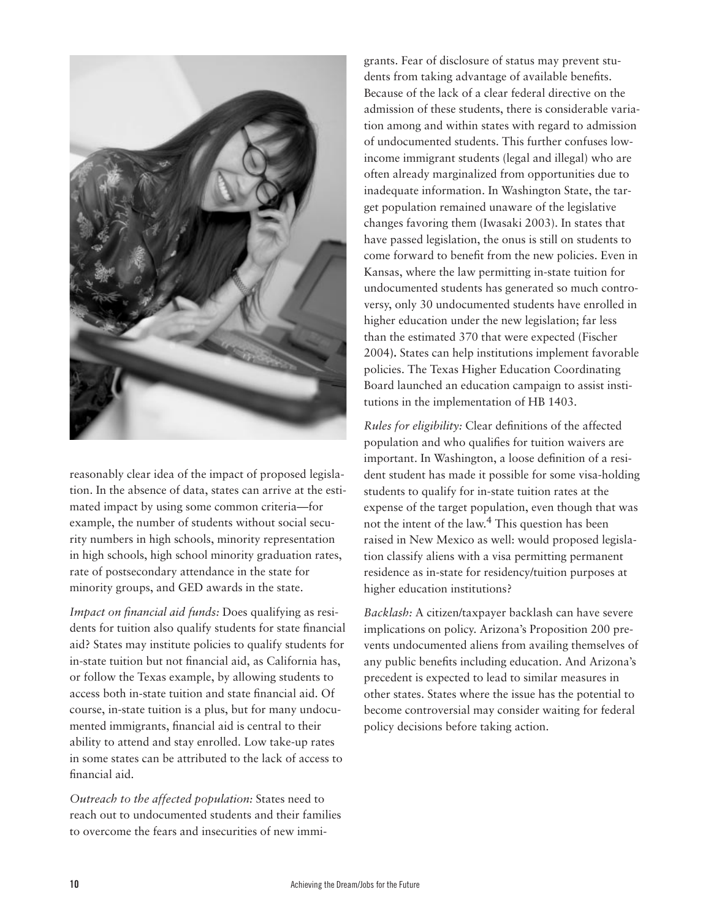reasonably clear idea of the impact of proposed legislation. In the absence of data, states can arrive at the estimated impact by using some common criteria—for example, the number of students without social security numbers in high schools, minority representation in high schools, high school minority graduation rates, rate of postsecondary attendance in the state for minority groups, and GED awards in the state.

*Impact on financial aid funds:* Does qualifying as residents for tuition also qualify students for state financial aid? States may institute policies to qualify students for in-state tuition but not financial aid, as California has, or follow the Texas example, by allowing students to access both in-state tuition and state financial aid. Of course, in-state tuition is a plus, but for many undocumented immigrants, financial aid is central to their ability to attend and stay enrolled. Low take-up rates in some states can be attributed to the lack of access to financial aid.

*Outreach to the affected population:* States need to reach out to undocumented students and their families to overcome the fears and insecurities of new immigrants. Fear of disclosure of status may prevent students from taking advantage of available benefits. Because of the lack of a clear federal directive on the admission of these students, there is considerable variation among and within states with regard to admission of undocumented students. This further confuses low-income immigrant students (legal and illegal) who are often already marginalized from opportunities due to inadequate information. In Washington State, the target population remained unaware of the legislative changes favoring them (Iwasaki 2003). In states that have passed legislation, the onus is still on students to come forward to benefit from the new policies. Even in Kansas, where the law permitting in-state tuition for undocumented students has generated so much controversy, only 30 undocumented students have enrolled in higher education under the new legislation; far less than the estimated 370 that were expected (Fischer 2004). States can help institutions implement favorable policies. The Texas Higher Education Coordinating Board launched an education campaign to assist institutions in the implementation of HB 1403.

*Rules for eligibility:* Clear definitions of the affected population and who qualifies for tuition waivers are important. In Washington, a loose definition of a resident student has made it possible for some visa-holding students to qualify for in-state tuition rates at the expense of the target population, even though that was not the intent of the law.[4] This question has been raised in New Mexico as well: would proposed legislation classify aliens with a visa permitting permanent residence as in-state for residency/tuition purposes at higher education institutions?

*Backlash:* A citizen/taxpayer backlash can have severe implications on policy. Arizona's Proposition 200 prevents undocumented aliens from availing themselves of any public benefits including education. And Arizona's precedent is expected to lead to similar measures in other states. States where the issue has the potential to become controversial may consider waiting for federal policy decisions before taking action.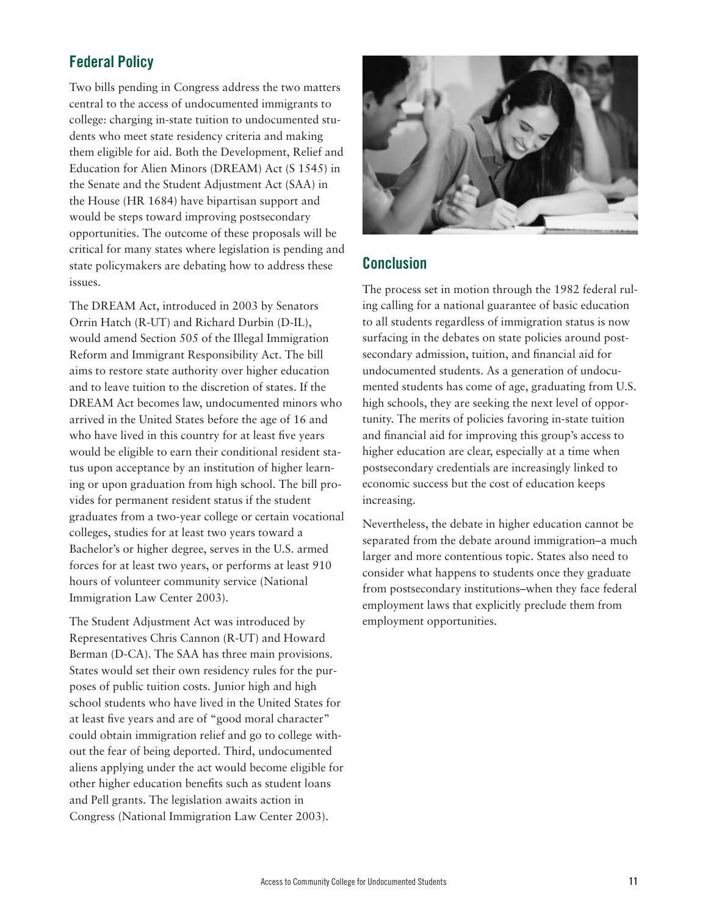## Federal Policy

Two bills pending in Congress address the two matters central to the access of undocumented immigrants to college: charging in-state tuition to undocumented students who meet state residency criteria and making them eligible for aid. Both the Development, Relief and Education for Alien Minors (DREAM) Act (S 1545) in the Senate and the Student Adjustment Act (SAA) in the House (HR 1684) have bipartisan support and would be steps toward improving postsecondary opportunities. The outcome of these proposals will be critical for many states where legislation is pending and state policymakers are debating how to address these issues.

The DREAM Act, introduced in 2003 by Senators Orrin Hatch (R-UT) and Richard Durbin (D-IL), would amend Section 505 of the Illegal Immigration Reform and Immigrant Responsibility Act. The bill aims to restore state authority over higher education and to leave tuition to the discretion of states. If the DREAM Act becomes law, undocumented minors who arrived in the United States before the age of 16 and who have lived in this country for at least five years would be eligible to earn their conditional resident status upon acceptance by an institution of higher learning or upon graduation from high school. The bill provides for permanent resident status if the student graduates from a two-year college or certain vocational colleges, studies for at least two years toward a Bachelor's or higher degree, serves in the U.S. armed forces for at least two years, or performs at least 910 hours of volunteer community service (National Immigration Law Center 2003).

The Student Adjustment Act was introduced by Representatives Chris Cannon (R-UT) and Howard Berman (D-CA). The SAA has three main provisions. States would set their own residency rules for the purposes of public tuition costs. Junior high and high school students who have lived in the United States for at least five years and are of "good moral character" could obtain immigration relief and go to college without the fear of being deported. Third, undocumented aliens applying under the act would become eligible for other higher education benefits such as student loans and Pell grants. The legislation awaits action in Congress (National Immigration Law Center 2003).

## Conclusion

The process set in motion through the 1982 federal ruling calling for a national guarantee of basic education to all students regardless of immigration status is now surfacing in the debates on state policies around postsecondary admission, tuition, and financial aid for undocumented students. As a generation of undocumented students has come of age, graduating from U.S. high schools, they are seeking the next level of opportunity. The merits of policies favoring in-state tuition and financial aid for improving this group's access to higher education are clear, especially at a time when postsecondary credentials are increasingly linked to economic success but the cost of education keeps increasing.

Nevertheless, the debate in higher education cannot be separated from the debate around immigration–a much larger and more contentious topic. States also need to consider what happens to students once they graduate from postsecondary institutions–when they face federal employment laws that explicitly preclude them from employment opportunities.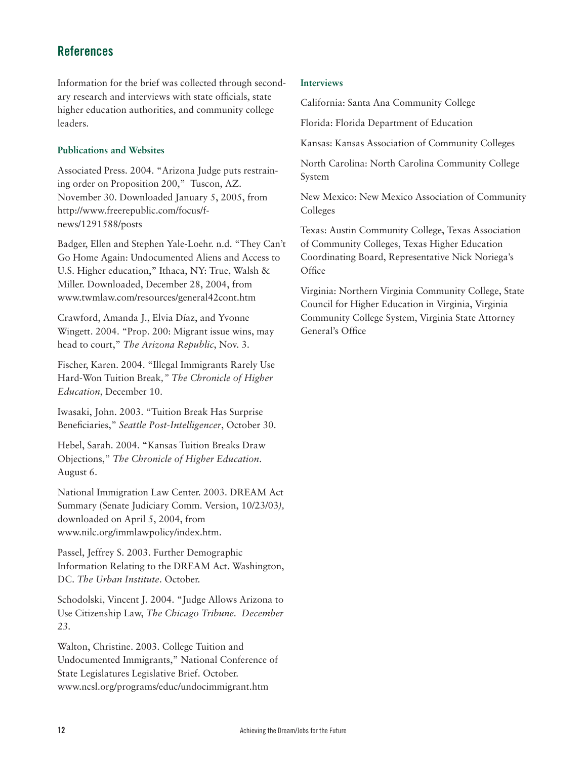# References

Information for the brief was collected through secondary research and interviews with state officials, state higher education authorities, and community college leaders.

### Publications and Websites

Associated Press. 2004. "Arizona Judge puts restraining order on Proposition 200," Tuscon, AZ. November 30. Downloaded January 5, 2005, from http://www.freerepublic.com/focus/f-news/1291588/posts

Badger, Ellen and Stephen Yale-Loehr. n.d. "They Can't Go Home Again: Undocumented Aliens and Access to U.S. Higher education," Ithaca, NY: True, Walsh & Miller. Downloaded, December 28, 2004, from www.twmlaw.com/resources/general42cont.htm

Crawford, Amanda J., Elvia Díaz, and Yvonne Wingett. 2004. "Prop. 200: Migrant issue wins, may head to court," *The Arizona Republic*, Nov. 3.

Fischer, Karen. 2004. "Illegal Immigrants Rarely Use Hard-Won Tuition Break," *The Chronicle of Higher Education*, December 10.

Iwasaki, John. 2003. "Tuition Break Has Surprise Beneficiaries," *Seattle Post-Intelligencer*, October 30.

Hebel, Sarah. 2004. "Kansas Tuition Breaks Draw Objections," *The Chronicle of Higher Education*. August 6.

National Immigration Law Center. 2003. DREAM Act Summary (Senate Judiciary Comm. Version, 10/23/03), downloaded on April 5, 2004, from www.nilc.org/immlawpolicy/index.htm.

Passel, Jeffrey S. 2003. Further Demographic Information Relating to the DREAM Act. Washington, DC. *The Urban Institute*. October.

Schodolski, Vincent J. 2004. "Judge Allows Arizona to Use Citizenship Law, *The Chicago Tribune. December 23.*

Walton, Christine. 2003. College Tuition and Undocumented Immigrants," National Conference of State Legislatures Legislative Brief. October. www.ncsl.org/programs/educ/undocimmigrant.htm

### Interviews

California: Santa Ana Community College

Florida: Florida Department of Education

Kansas: Kansas Association of Community Colleges

North Carolina: North Carolina Community College System

New Mexico: New Mexico Association of Community Colleges

Texas: Austin Community College, Texas Association of Community Colleges, Texas Higher Education Coordinating Board, Representative Nick Noriega's Office

Virginia: Northern Virginia Community College, State Council for Higher Education in Virginia, Virginia Community College System, Virginia State Attorney General's Office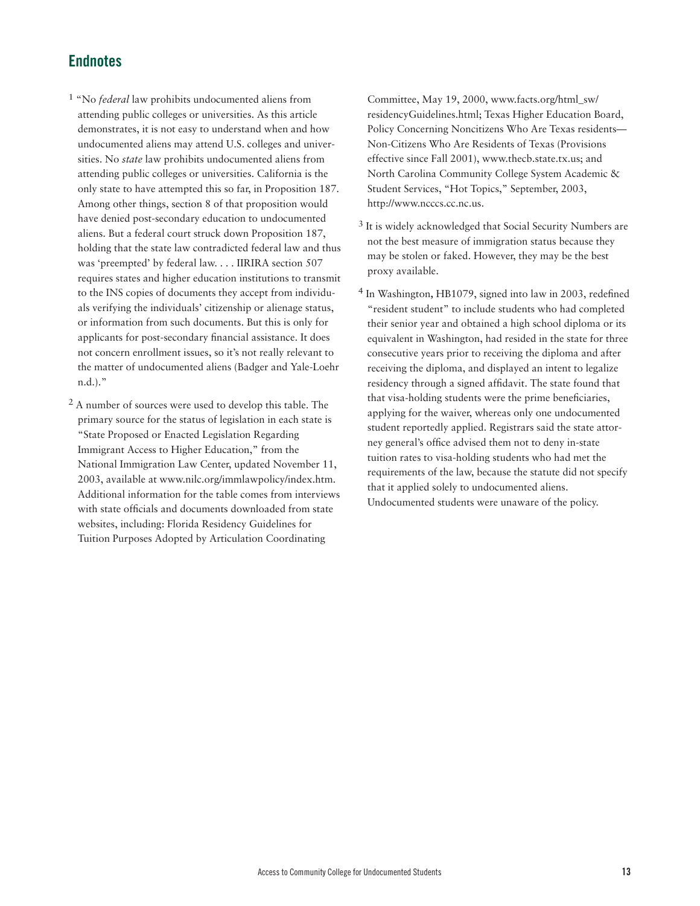## Endnotes

[1] "No *federal* law prohibits undocumented aliens from attending public colleges or universities. As this article demonstrates, it is not easy to understand when and how undocumented aliens may attend U.S. colleges and universities. No *state* law prohibits undocumented aliens from attending public colleges or universities. California is the only state to have attempted this so far, in Proposition 187. Among other things, section 8 of that proposition would have denied post-secondary education to undocumented aliens. But a federal court struck down Proposition 187, holding that the state law contradicted federal law and thus was 'preempted' by federal law. . . . IIRIRA section 507 requires states and higher education institutions to transmit to the INS copies of documents they accept from individuals verifying the individuals' citizenship or alienage status, or information from such documents. But this is only for applicants for post-secondary financial assistance. It does not concern enrollment issues, so it's not really relevant to the matter of undocumented aliens (Badger and Yale-Loehr n.d.)."

[2] A number of sources were used to develop this table. The primary source for the status of legislation in each state is "State Proposed or Enacted Legislation Regarding Immigrant Access to Higher Education," from the National Immigration Law Center, updated November 11, 2003, available at www.nilc.org/immlawpolicy/index.htm. Additional information for the table comes from interviews with state officials and documents downloaded from state websites, including: Florida Residency Guidelines for Tuition Purposes Adopted by Articulation Coordinating Committee, May 19, 2000, www.facts.org/html_sw/residencyGuidelines.html; Texas Higher Education Board, Policy Concerning Noncitizens Who Are Texas residents—Non-Citizens Who Are Residents of Texas (Provisions effective since Fall 2001), www.thecb.state.tx.us; and North Carolina Community College System Academic & Student Services, "Hot Topics," September, 2003, http://www.ncccs.cc.nc.us.

[3] It is widely acknowledged that Social Security Numbers are not the best measure of immigration status because they may be stolen or faked. However, they may be the best proxy available.

[4] In Washington, HB1079, signed into law in 2003, redefined "resident student" to include students who had completed their senior year and obtained a high school diploma or its equivalent in Washington, had resided in the state for three consecutive years prior to receiving the diploma and after receiving the diploma, and displayed an intent to legalize residency through a signed affidavit. The state found that that visa-holding students were the prime beneficiaries, applying for the waiver, whereas only one undocumented student reportedly applied. Registrars said the state attorney general's office advised them not to deny in-state tuition rates to visa-holding students who had met the requirements of the law, because the statute did not specify that it applied solely to undocumented aliens. Undocumented students were unaware of the policy.